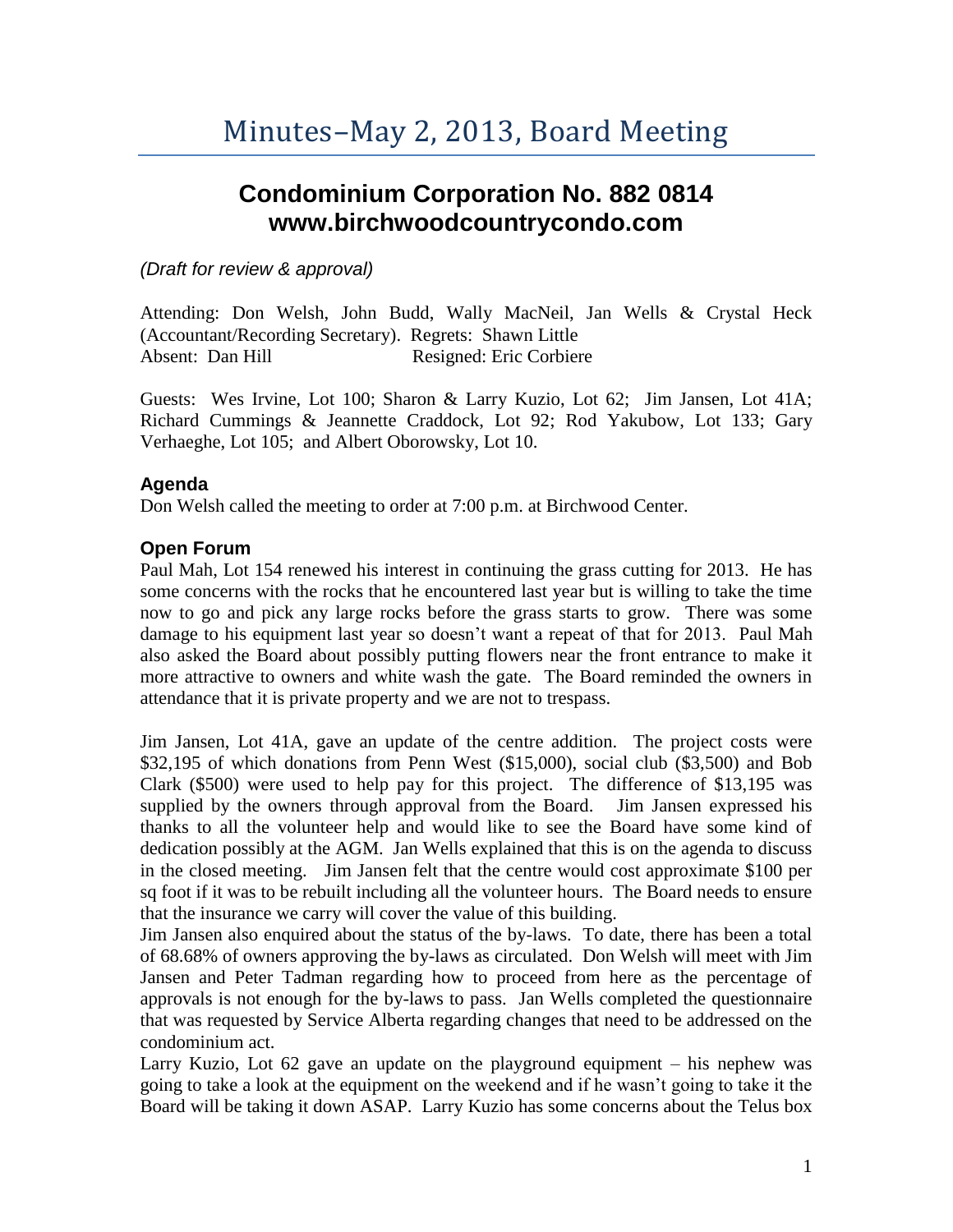# Minutes–May 2, 2013, Board Meeting

## Condominium Corporation No. 882 0814
## www.birchwoodcountrycondo.com

*(Draft for review & approval)*

Attending: Don Welsh, John Budd, Wally MacNeil, Jan Wells & Crystal Heck (Accountant/Recording Secretary). Regrets: Shawn Little
Absent: Dan Hill Resigned: Eric Corbiere

Guests: Wes Irvine, Lot 100; Sharon & Larry Kuzio, Lot 62; Jim Jansen, Lot 41A; Richard Cummings & Jeannette Craddock, Lot 92; Rod Yakubow, Lot 133; Gary Verhaeghe, Lot 105; and Albert Oborowsky, Lot 10.

### Agenda

Don Welsh called the meeting to order at 7:00 p.m. at Birchwood Center.

### Open Forum

Paul Mah, Lot 154 renewed his interest in continuing the grass cutting for 2013. He has some concerns with the rocks that he encountered last year but is willing to take the time now to go and pick any large rocks before the grass starts to grow. There was some damage to his equipment last year so doesn't want a repeat of that for 2013. Paul Mah also asked the Board about possibly putting flowers near the front entrance to make it more attractive to owners and white wash the gate. The Board reminded the owners in attendance that it is private property and we are not to trespass.

Jim Jansen, Lot 41A, gave an update of the centre addition. The project costs were $32,195 of which donations from Penn West ($15,000), social club ($3,500) and Bob Clark ($500) were used to help pay for this project. The difference of $13,195 was supplied by the owners through approval from the Board. Jim Jansen expressed his thanks to all the volunteer help and would like to see the Board have some kind of dedication possibly at the AGM. Jan Wells explained that this is on the agenda to discuss in the closed meeting. Jim Jansen felt that the centre would cost approximate $100 per sq foot if it was to be rebuilt including all the volunteer hours. The Board needs to ensure that the insurance we carry will cover the value of this building.

Jim Jansen also enquired about the status of the by-laws. To date, there has been a total of 68.68% of owners approving the by-laws as circulated. Don Welsh will meet with Jim Jansen and Peter Tadman regarding how to proceed from here as the percentage of approvals is not enough for the by-laws to pass. Jan Wells completed the questionnaire that was requested by Service Alberta regarding changes that need to be addressed on the condominium act.

Larry Kuzio, Lot 62 gave an update on the playground equipment – his nephew was going to take a look at the equipment on the weekend and if he wasn't going to take it the Board will be taking it down ASAP. Larry Kuzio has some concerns about the Telus box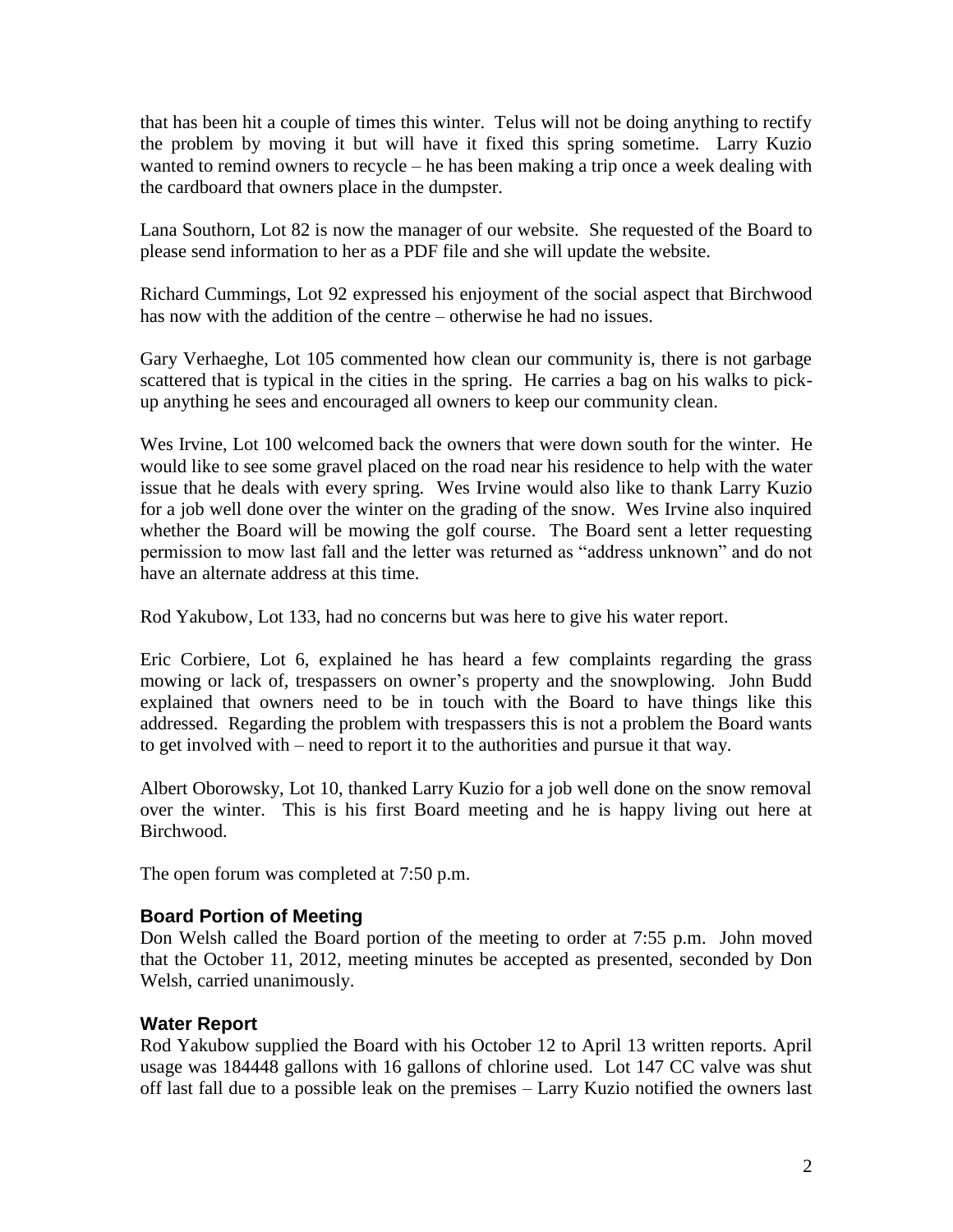that has been hit a couple of times this winter. Telus will not be doing anything to rectify the problem by moving it but will have it fixed this spring sometime. Larry Kuzio wanted to remind owners to recycle – he has been making a trip once a week dealing with the cardboard that owners place in the dumpster.

Lana Southorn, Lot 82 is now the manager of our website. She requested of the Board to please send information to her as a PDF file and she will update the website.

Richard Cummings, Lot 92 expressed his enjoyment of the social aspect that Birchwood has now with the addition of the centre – otherwise he had no issues.

Gary Verhaeghe, Lot 105 commented how clean our community is, there is not garbage scattered that is typical in the cities in the spring. He carries a bag on his walks to pick-up anything he sees and encouraged all owners to keep our community clean.

Wes Irvine, Lot 100 welcomed back the owners that were down south for the winter. He would like to see some gravel placed on the road near his residence to help with the water issue that he deals with every spring. Wes Irvine would also like to thank Larry Kuzio for a job well done over the winter on the grading of the snow. Wes Irvine also inquired whether the Board will be mowing the golf course. The Board sent a letter requesting permission to mow last fall and the letter was returned as "address unknown" and do not have an alternate address at this time.

Rod Yakubow, Lot 133, had no concerns but was here to give his water report.

Eric Corbiere, Lot 6, explained he has heard a few complaints regarding the grass mowing or lack of, trespassers on owner's property and the snowplowing. John Budd explained that owners need to be in touch with the Board to have things like this addressed. Regarding the problem with trespassers this is not a problem the Board wants to get involved with – need to report it to the authorities and pursue it that way.

Albert Oborowsky, Lot 10, thanked Larry Kuzio for a job well done on the snow removal over the winter. This is his first Board meeting and he is happy living out here at Birchwood.

The open forum was completed at 7:50 p.m.

## Board Portion of Meeting

Don Welsh called the Board portion of the meeting to order at 7:55 p.m. John moved that the October 11, 2012, meeting minutes be accepted as presented, seconded by Don Welsh, carried unanimously.

## Water Report

Rod Yakubow supplied the Board with his October 12 to April 13 written reports. April usage was 184448 gallons with 16 gallons of chlorine used. Lot 147 CC valve was shut off last fall due to a possible leak on the premises – Larry Kuzio notified the owners last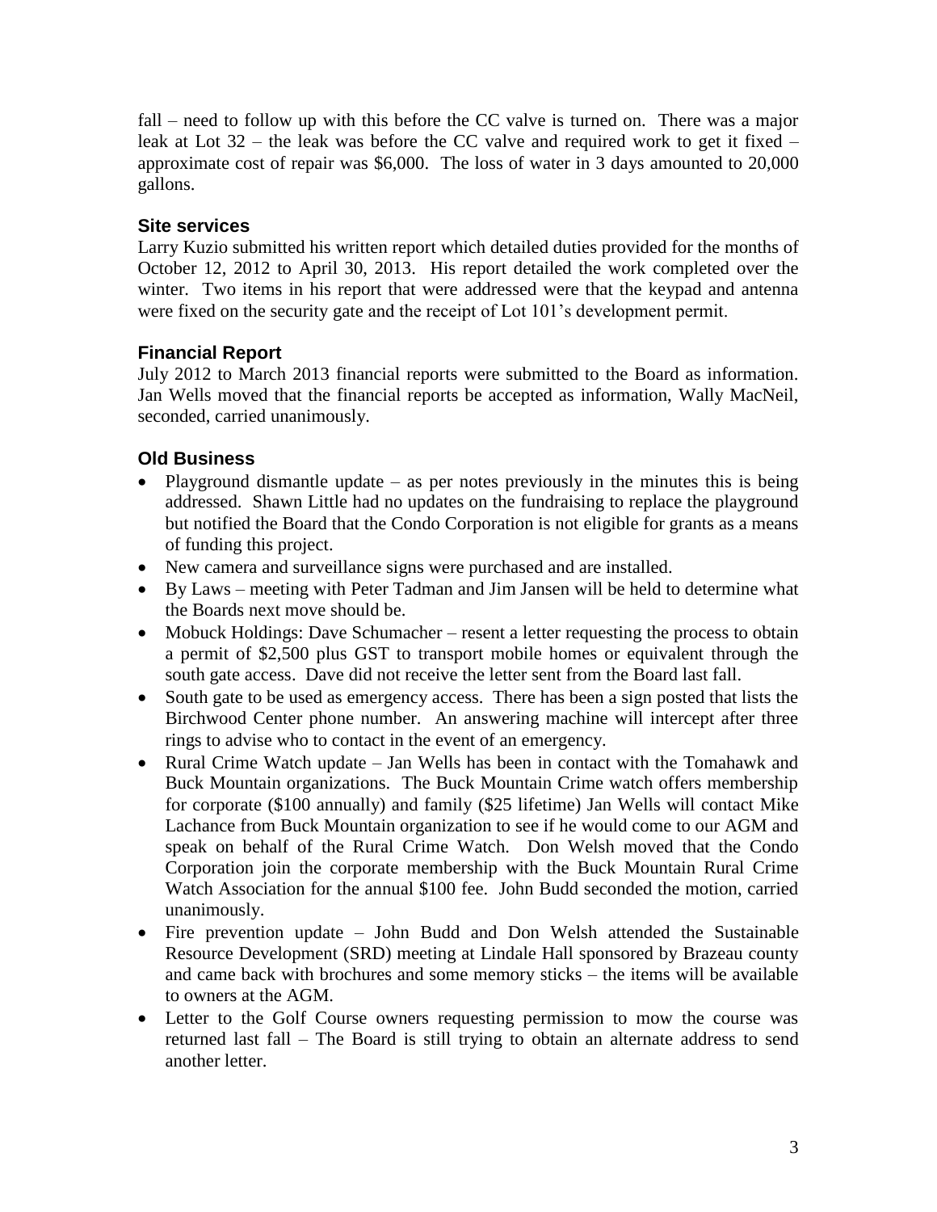fall – need to follow up with this before the CC valve is turned on. There was a major leak at Lot 32 – the leak was before the CC valve and required work to get it fixed – approximate cost of repair was $6,000. The loss of water in 3 days amounted to 20,000 gallons.

### Site services

Larry Kuzio submitted his written report which detailed duties provided for the months of October 12, 2012 to April 30, 2013. His report detailed the work completed over the winter. Two items in his report that were addressed were that the keypad and antenna were fixed on the security gate and the receipt of Lot 101's development permit.

### Financial Report

July 2012 to March 2013 financial reports were submitted to the Board as information. Jan Wells moved that the financial reports be accepted as information, Wally MacNeil, seconded, carried unanimously.

### Old Business

- Playground dismantle update – as per notes previously in the minutes this is being addressed. Shawn Little had no updates on the fundraising to replace the playground but notified the Board that the Condo Corporation is not eligible for grants as a means of funding this project.
- New camera and surveillance signs were purchased and are installed.
- By Laws – meeting with Peter Tadman and Jim Jansen will be held to determine what the Boards next move should be.
- Mobuck Holdings: Dave Schumacher – resent a letter requesting the process to obtain a permit of $2,500 plus GST to transport mobile homes or equivalent through the south gate access. Dave did not receive the letter sent from the Board last fall.
- South gate to be used as emergency access. There has been a sign posted that lists the Birchwood Center phone number. An answering machine will intercept after three rings to advise who to contact in the event of an emergency.
- Rural Crime Watch update – Jan Wells has been in contact with the Tomahawk and Buck Mountain organizations. The Buck Mountain Crime watch offers membership for corporate ($100 annually) and family ($25 lifetime) Jan Wells will contact Mike Lachance from Buck Mountain organization to see if he would come to our AGM and speak on behalf of the Rural Crime Watch. Don Welsh moved that the Condo Corporation join the corporate membership with the Buck Mountain Rural Crime Watch Association for the annual $100 fee. John Budd seconded the motion, carried unanimously.
- Fire prevention update – John Budd and Don Welsh attended the Sustainable Resource Development (SRD) meeting at Lindale Hall sponsored by Brazeau county and came back with brochures and some memory sticks – the items will be available to owners at the AGM.
- Letter to the Golf Course owners requesting permission to mow the course was returned last fall – The Board is still trying to obtain an alternate address to send another letter.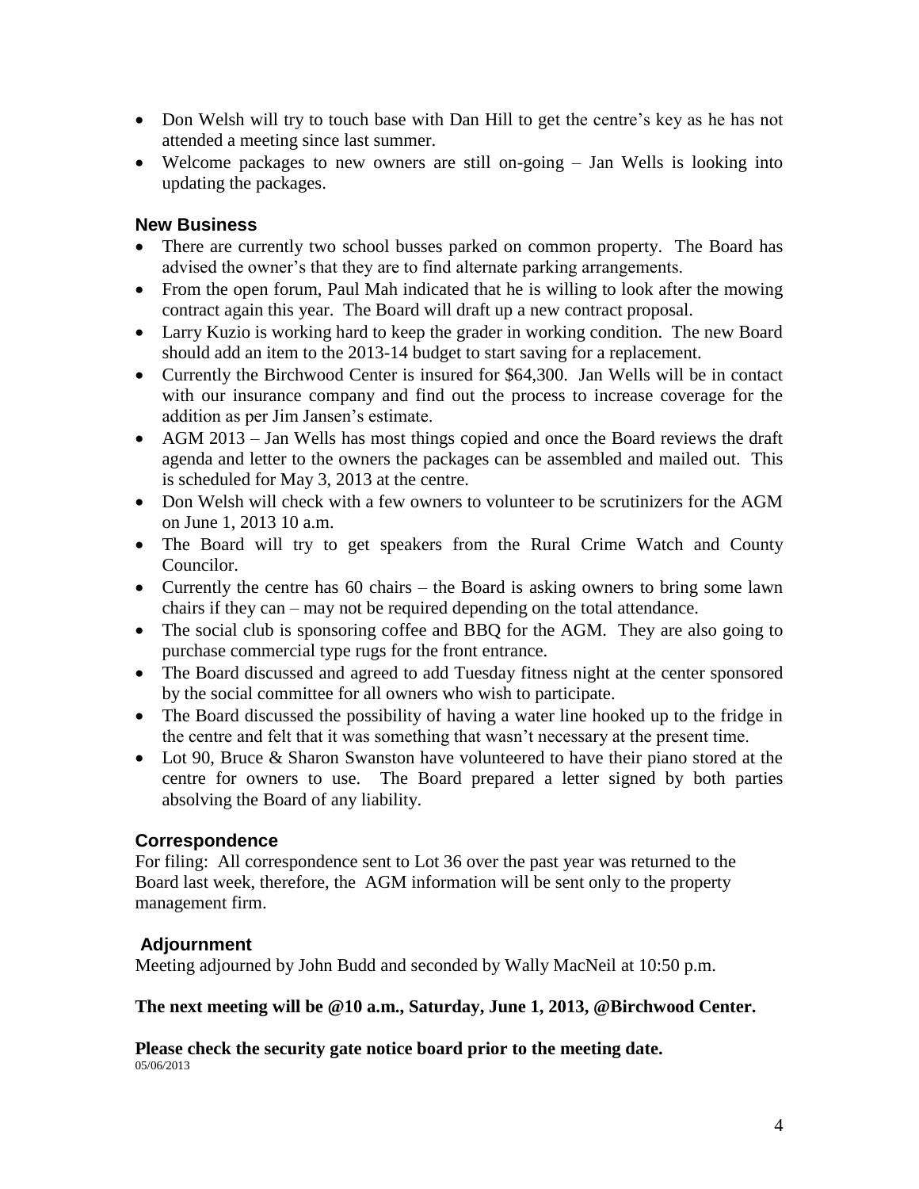- Don Welsh will try to touch base with Dan Hill to get the centre's key as he has not attended a meeting since last summer.
- Welcome packages to new owners are still on-going – Jan Wells is looking into updating the packages.

### New Business

- There are currently two school busses parked on common property. The Board has advised the owner's that they are to find alternate parking arrangements.
- From the open forum, Paul Mah indicated that he is willing to look after the mowing contract again this year. The Board will draft up a new contract proposal.
- Larry Kuzio is working hard to keep the grader in working condition. The new Board should add an item to the 2013-14 budget to start saving for a replacement.
- Currently the Birchwood Center is insured for $64,300. Jan Wells will be in contact with our insurance company and find out the process to increase coverage for the addition as per Jim Jansen's estimate.
- AGM 2013 – Jan Wells has most things copied and once the Board reviews the draft agenda and letter to the owners the packages can be assembled and mailed out. This is scheduled for May 3, 2013 at the centre.
- Don Welsh will check with a few owners to volunteer to be scrutinizers for the AGM on June 1, 2013 10 a.m.
- The Board will try to get speakers from the Rural Crime Watch and County Councilor.
- Currently the centre has 60 chairs – the Board is asking owners to bring some lawn chairs if they can – may not be required depending on the total attendance.
- The social club is sponsoring coffee and BBQ for the AGM. They are also going to purchase commercial type rugs for the front entrance.
- The Board discussed and agreed to add Tuesday fitness night at the center sponsored by the social committee for all owners who wish to participate.
- The Board discussed the possibility of having a water line hooked up to the fridge in the centre and felt that it was something that wasn't necessary at the present time.
- Lot 90, Bruce & Sharon Swanston have volunteered to have their piano stored at the centre for owners to use. The Board prepared a letter signed by both parties absolving the Board of any liability.

### Correspondence

For filing: All correspondence sent to Lot 36 over the past year was returned to the Board last week, therefore, the AGM information will be sent only to the property management firm.

### Adjournment

Meeting adjourned by John Budd and seconded by Wally MacNeil at 10:50 p.m.

**The next meeting will be @10 a.m., Saturday, June 1, 2013, @Birchwood Center.**

**Please check the security gate notice board prior to the meeting date.**

05/06/2013